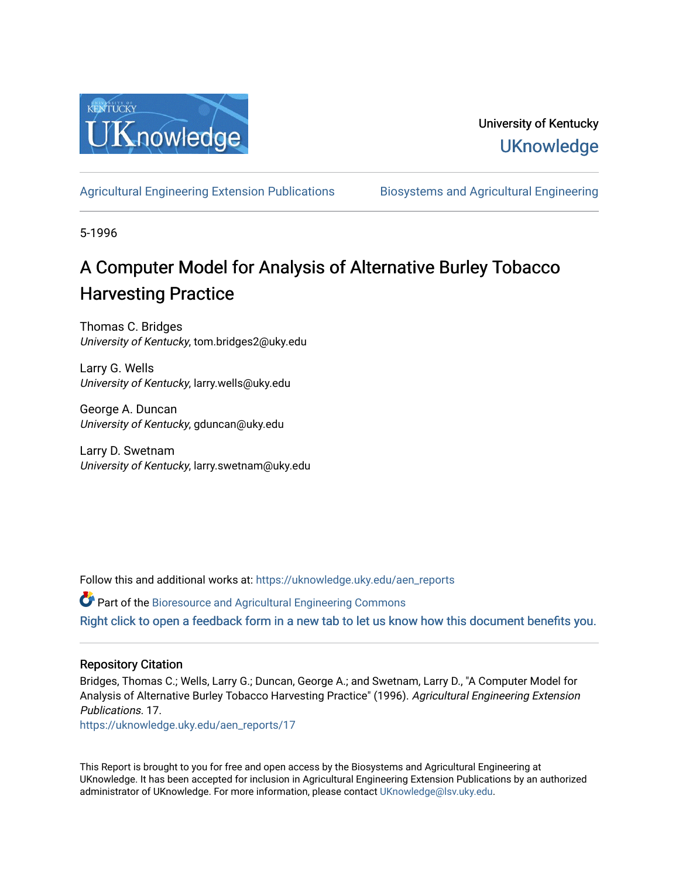University of Kentucky

UKnowledge

Agricultural Engineering Extension Publications

Biosystems and Agricultural Engineering

5-1996

# A Computer Model for Analysis of Alternative Burley Tobacco Harvesting Practice

Thomas C. Bridges
*University of Kentucky*, tom.bridges2@uky.edu

Larry G. Wells
*University of Kentucky*, larry.wells@uky.edu

George A. Duncan
*University of Kentucky*, gduncan@uky.edu

Larry D. Swetnam
*University of Kentucky*, larry.swetnam@uky.edu

Follow this and additional works at: https://uknowledge.uky.edu/aen_reports

Part of the Bioresource and Agricultural Engineering Commons

Right click to open a feedback form in a new tab to let us know how this document benefits you.

## Repository Citation

Bridges, Thomas C.; Wells, Larry G.; Duncan, George A.; and Swetnam, Larry D., "A Computer Model for Analysis of Alternative Burley Tobacco Harvesting Practice" (1996). *Agricultural Engineering Extension Publications*. 17.
https://uknowledge.uky.edu/aen_reports/17

This Report is brought to you for free and open access by the Biosystems and Agricultural Engineering at UKnowledge. It has been accepted for inclusion in Agricultural Engineering Extension Publications by an authorized administrator of UKnowledge. For more information, please contact UKnowledge@lsv.uky.edu.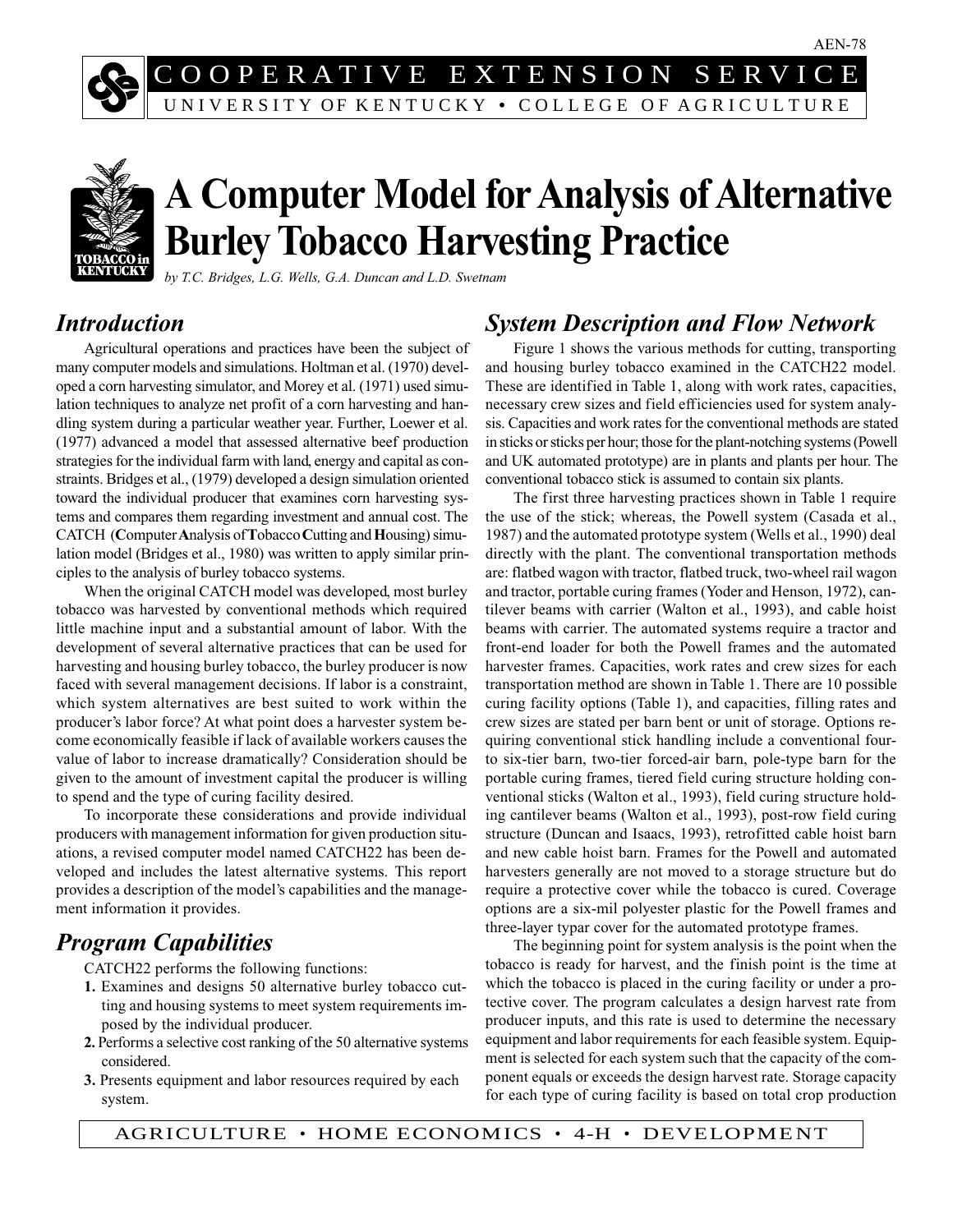# A Computer Model for Analysis of Alternative Burley Tobacco Harvesting Practice

*by T.C. Bridges, L.G. Wells, G.A. Duncan and L.D. Swetnam*

## Introduction

Agricultural operations and practices have been the subject of many computer models and simulations. Holtman et al. (1970) developed a corn harvesting simulator, and Morey et al. (1971) used simulation techniques to analyze net profit of a corn harvesting and handling system during a particular weather year. Further, Loewer et al. (1977) advanced a model that assessed alternative beef production strategies for the individual farm with land, energy and capital as constraints. Bridges et al., (1979) developed a design simulation oriented toward the individual producer that examines corn harvesting systems and compares them regarding investment and annual cost. The CATCH (**C**omputer **A**nalysis of **T**obacco **C**utting and **H**ousing) simulation model (Bridges et al., 1980) was written to apply similar principles to the analysis of burley tobacco systems.

When the original CATCH model was developed, most burley tobacco was harvested by conventional methods which required little machine input and a substantial amount of labor. With the development of several alternative practices that can be used for harvesting and housing burley tobacco, the burley producer is now faced with several management decisions. If labor is a constraint, which system alternatives are best suited to work within the producer's labor force? At what point does a harvester system become economically feasible if lack of available workers causes the value of labor to increase dramatically? Consideration should be given to the amount of investment capital the producer is willing to spend and the type of curing facility desired.

To incorporate these considerations and provide individual producers with management information for given production situations, a revised computer model named CATCH22 has been developed and includes the latest alternative systems. This report provides a description of the model's capabilities and the management information it provides.

## Program Capabilities

CATCH22 performs the following functions:

1. Examines and designs 50 alternative burley tobacco cutting and housing systems to meet system requirements imposed by the individual producer.
2. Performs a selective cost ranking of the 50 alternative systems considered.
3. Presents equipment and labor resources required by each system.

## System Description and Flow Network

Figure 1 shows the various methods for cutting, transporting and housing burley tobacco examined in the CATCH22 model. These are identified in Table 1, along with work rates, capacities, necessary crew sizes and field efficiencies used for system analysis. Capacities and work rates for the conventional methods are stated in sticks or sticks per hour; those for the plant-notching systems (Powell and UK automated prototype) are in plants and plants per hour. The conventional tobacco stick is assumed to contain six plants.

The first three harvesting practices shown in Table 1 require the use of the stick; whereas, the Powell system (Casada et al., 1987) and the automated prototype system (Wells et al., 1990) deal directly with the plant. The conventional transportation methods are: flatbed wagon with tractor, flatbed truck, two-wheel rail wagon and tractor, portable curing frames (Yoder and Henson, 1972), cantilever beams with carrier (Walton et al., 1993), and cable hoist beams with carrier. The automated systems require a tractor and front-end loader for both the Powell frames and the automated harvester frames. Capacities, work rates and crew sizes for each transportation method are shown in Table 1. There are 10 possible curing facility options (Table 1), and capacities, filling rates and crew sizes are stated per barn bent or unit of storage. Options requiring conventional stick handling include a conventional four- to six-tier barn, two-tier forced-air barn, pole-type barn for the portable curing frames, tiered field curing structure holding conventional sticks (Walton et al., 1993), field curing structure holding cantilever beams (Walton et al., 1993), post-row field curing structure (Duncan and Isaacs, 1993), retrofitted cable hoist barn and new cable hoist barn. Frames for the Powell and automated harvesters generally are not moved to a storage structure but do require a protective cover while the tobacco is cured. Coverage options are a six-mil polyester plastic for the Powell frames and three-layer typar cover for the automated prototype frames.

The beginning point for system analysis is the point when the tobacco is ready for harvest, and the finish point is the time at which the tobacco is placed in the curing facility or under a protective cover. The program calculates a design harvest rate from producer inputs, and this rate is used to determine the necessary equipment and labor requirements for each feasible system. Equipment is selected for each system such that the capacity of the component equals or exceeds the design harvest rate. Storage capacity for each type of curing facility is based on total crop production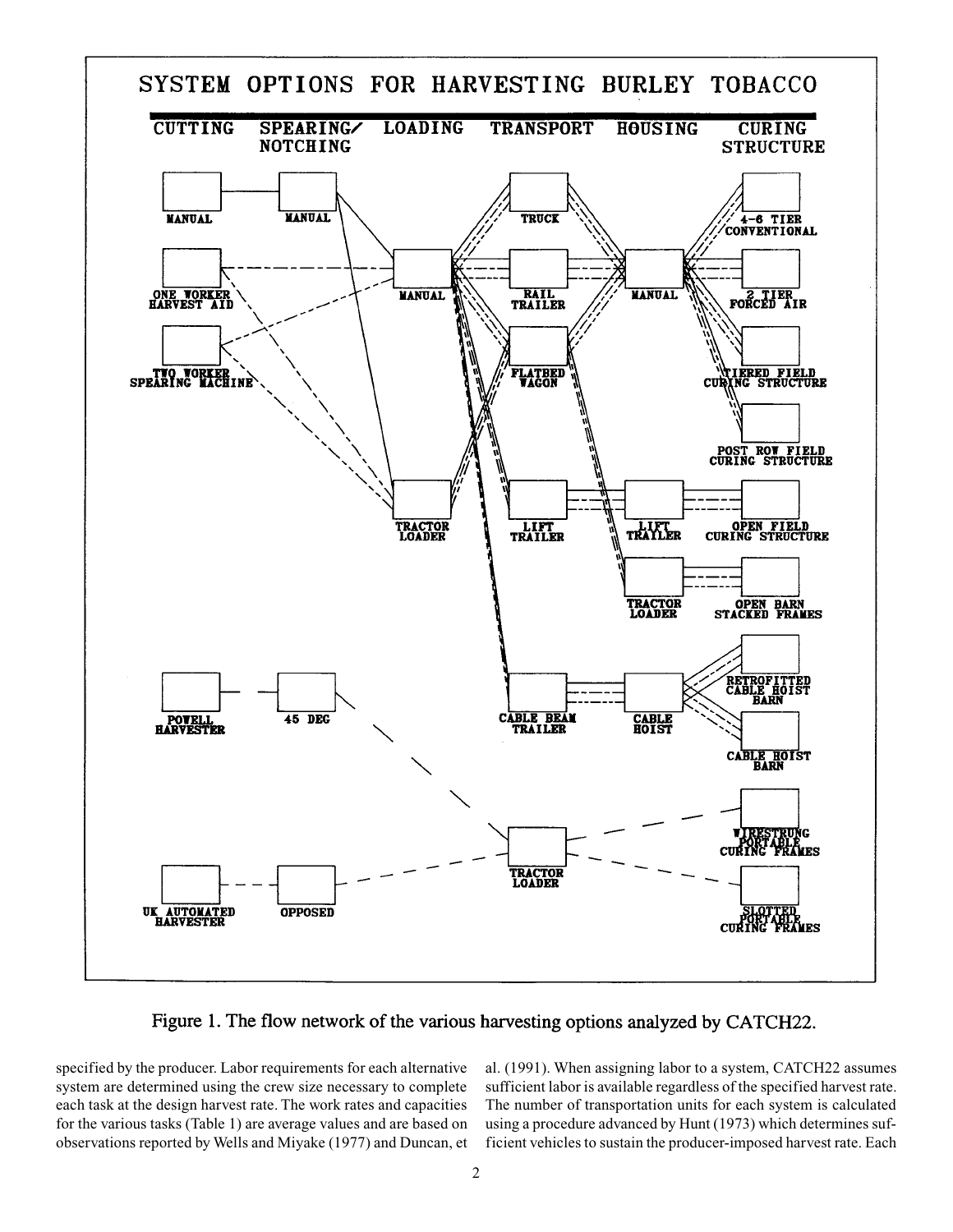SYSTEM OPTIONS FOR HARVESTING BURLEY TOBACCO

CUTTING

SPEARING/ NOTCHING

LOADING

TRANSPORT

HOUSING

CURING STRUCTURE

MANUAL

MANUAL

ONE WORKER HARVEST AID

TWO WORKER SPEARING MACHINE

MANUAL

TRACTOR LOADER

TRUCK

RAIL TRAILER

FLATBED WAGON

LIFT TRAILER

CABLE BEAM TRAILER

MANUAL

LIFT TRAILER

TRACTOR LOADER

CABLE HOIST

4-6 TIER CONVENTIONAL

2 TIER FORCED AIR

TIERED FIELD CURING STRUCTURE

POST ROW FIELD CURING STRUCTURE

OPEN FIELD CURING STRUCTURE

OPEN BARN STACKED FRAMES

RETROFITTED CABLE HOIST BARN

CABLE HOIST BARN

POWELL HARVESTER

45 DEG

TRACTOR LOADER

WIRESTRUNG PORTABLE CURING FRAMES

SLOTTED PORTABLE CURING FRAMES

UK AUTOMATED HARVESTER

OPPOSED

Figure 1. The flow network of the various harvesting options analyzed by CATCH22.

specified by the producer. Labor requirements for each alternative system are determined using the crew size necessary to complete each task at the design harvest rate. The work rates and capacities for the various tasks (Table 1) are average values and are based on observations reported by Wells and Miyake (1977) and Duncan, et al. (1991). When assigning labor to a system, CATCH22 assumes sufficient labor is available regardless of the specified harvest rate. The number of transportation units for each system is calculated using a procedure advanced by Hunt (1973) which determines sufficient vehicles to sustain the producer-imposed harvest rate. Each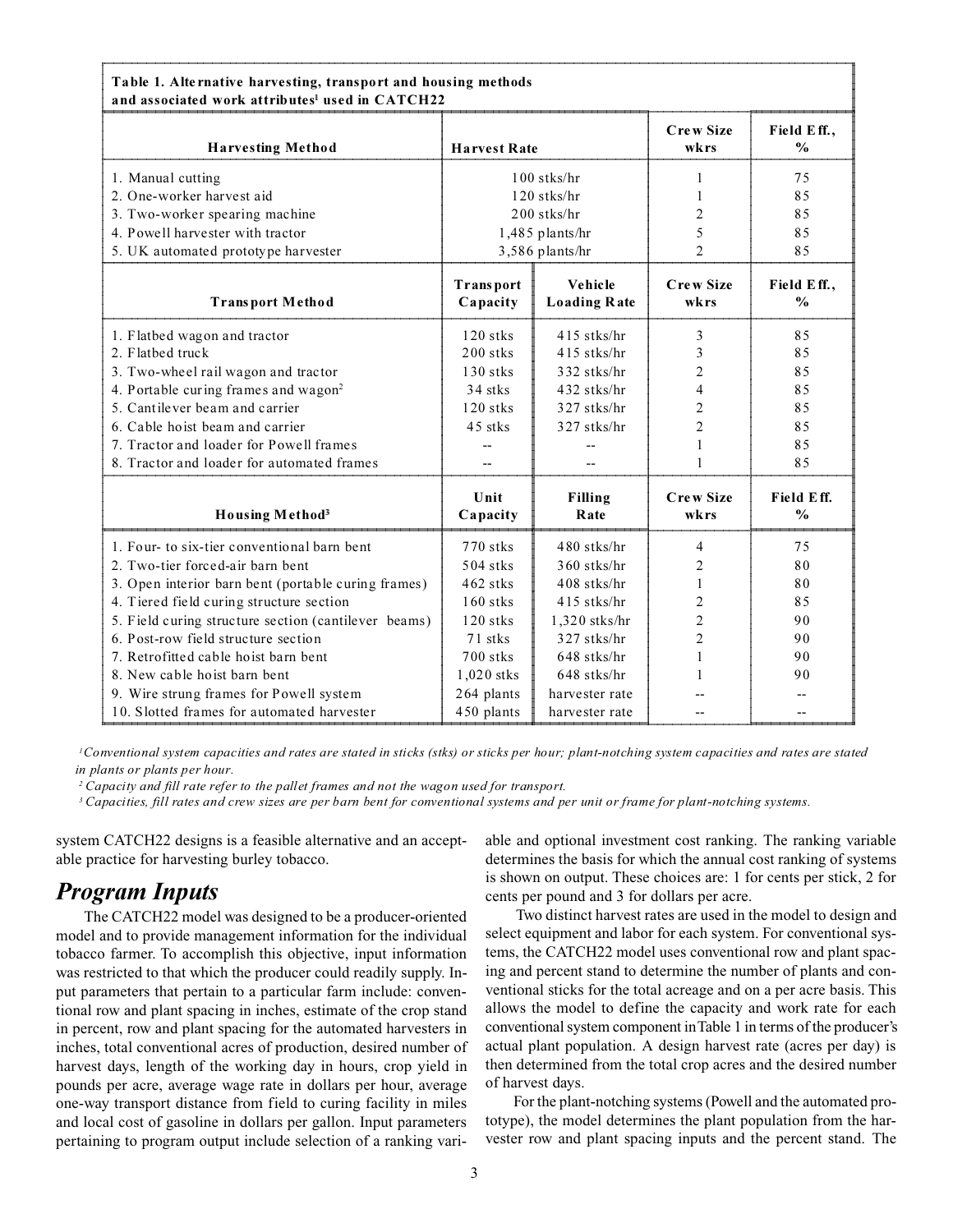**Table 1. Alternative harvesting, transport and housing methods and associated work attributes[1] used in CATCH22**

| Harvesting Method | Harvest Rate | | Crew Size wkrs | Field Eff., % |
|---|---|---|---|---|
| 1. Manual cutting | 100 stks/hr | | 1 | 75 |
| 2. One-worker harvest aid | 120 stks/hr | | 1 | 85 |
| 3. Two-worker spearing machine | 200 stks/hr | | 2 | 85 |
| 4. Powell harvester with tractor | 1,485 plants/hr | | 5 | 85 |
| 5. UK automated prototype harvester | 3,586 plants/hr | | 2 | 85 |
| **Transport Method** | **Transport Capacity** | **Vehicle Loading Rate** | **Crew Size wkrs** | **Field Eff., %** |
| 1. Flatbed wagon and tractor | 120 stks | 415 stks/hr | 3 | 85 |
| 2. Flatbed truck | 200 stks | 415 stks/hr | 3 | 85 |
| 3. Two-wheel rail wagon and tractor | 130 stks | 332 stks/hr | 2 | 85 |
| 4. Portable curing frames and wagon[2] | 34 stks | 432 stks/hr | 4 | 85 |
| 5. Cantilever beam and carrier | 120 stks | 327 stks/hr | 2 | 85 |
| 6. Cable hoist beam and carrier | 45 stks | 327 stks/hr | 2 | 85 |
| 7. Tractor and loader for Powell frames | -- | -- | 1 | 85 |
| 8. Tractor and loader for automated frames | -- | -- | 1 | 85 |
| **Housing Method[3]** | **Unit Capacity** | **Filling Rate** | **Crew Size wkrs** | **Field Eff. %** |
| 1. Four- to six-tier conventional barn bent | 770 stks | 480 stks/hr | 4 | 75 |
| 2. Two-tier forced-air barn bent | 504 stks | 360 stks/hr | 2 | 80 |
| 3. Open interior barn bent (portable curing frames) | 462 stks | 408 stks/hr | 1 | 80 |
| 4. Tiered field curing structure section | 160 stks | 415 stks/hr | 2 | 85 |
| 5. Field curing structure section (cantilever beams) | 120 stks | 1,320 stks/hr | 2 | 90 |
| 6. Post-row field structure section | 71 stks | 327 stks/hr | 2 | 90 |
| 7. Retrofitted cable hoist barn bent | 700 stks | 648 stks/hr | 1 | 90 |
| 8. New cable hoist barn bent | 1,020 stks | 648 stks/hr | 1 | 90 |
| 9. Wire strung frames for Powell system | 264 plants | harvester rate | -- | -- |
| 10. Slotted frames for automated harvester | 450 plants | harvester rate | -- | -- |

*[1]Conventional system capacities and rates are stated in sticks (stks) or sticks per hour; plant-notching system capacities and rates are stated in plants or plants per hour.*

*[2] Capacity and fill rate refer to the pallet frames and not the wagon used for transport.*

*[3] Capacities, fill rates and crew sizes are per barn bent for conventional systems and per unit or frame for plant-notching systems.*

system CATCH22 designs is a feasible alternative and an acceptable practice for harvesting burley tobacco.

## Program Inputs

The CATCH22 model was designed to be a producer-oriented model and to provide management information for the individual tobacco farmer. To accomplish this objective, input information was restricted to that which the producer could readily supply. Input parameters that pertain to a particular farm include: conventional row and plant spacing in inches, estimate of the crop stand in percent, row and plant spacing for the automated harvesters in inches, total conventional acres of production, desired number of harvest days, length of the working day in hours, crop yield in pounds per acre, average wage rate in dollars per hour, average one-way transport distance from field to curing facility in miles and local cost of gasoline in dollars per gallon. Input parameters pertaining to program output include selection of a ranking variable and optional investment cost ranking. The ranking variable determines the basis for which the annual cost ranking of systems is shown on output. These choices are: 1 for cents per stick, 2 for cents per pound and 3 for dollars per acre.

Two distinct harvest rates are used in the model to design and select equipment and labor for each system. For conventional systems, the CATCH22 model uses conventional row and plant spacing and percent stand to determine the number of plants and conventional sticks for the total acreage and on a per acre basis. This allows the model to define the capacity and work rate for each conventional system component in Table 1 in terms of the producer's actual plant population. A design harvest rate (acres per day) is then determined from the total crop acres and the desired number of harvest days.

For the plant-notching systems (Powell and the automated prototype), the model determines the plant population from the harvester row and plant spacing inputs and the percent stand. The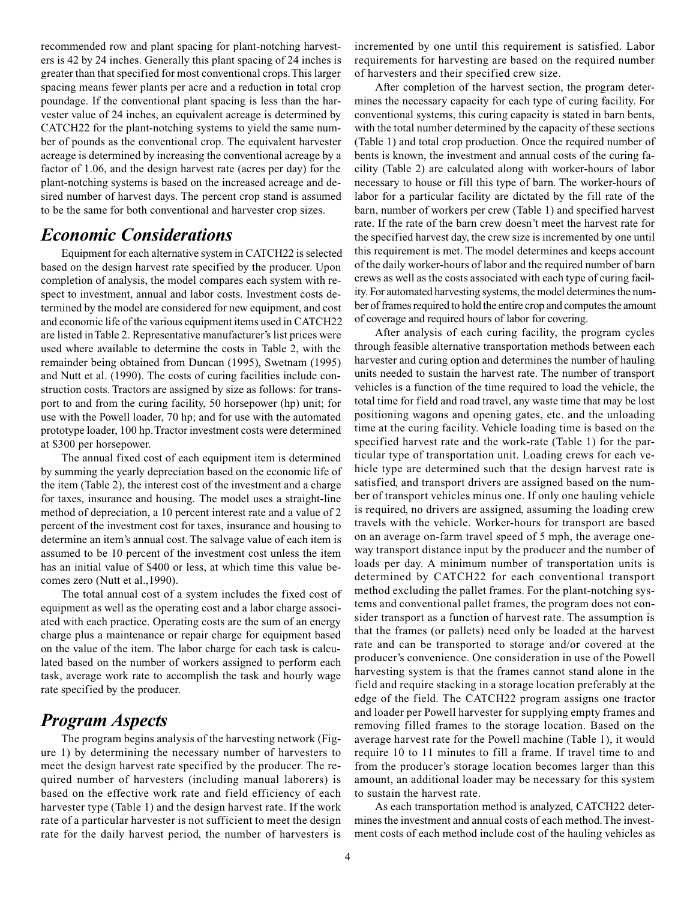recommended row and plant spacing for plant-notching harvesters is 42 by 24 inches. Generally this plant spacing of 24 inches is greater than that specified for most conventional crops. This larger spacing means fewer plants per acre and a reduction in total crop poundage. If the conventional plant spacing is less than the harvester value of 24 inches, an equivalent acreage is determined by CATCH22 for the plant-notching systems to yield the same number of pounds as the conventional crop. The equivalent harvester acreage is determined by increasing the conventional acreage by a factor of 1.06, and the design harvest rate (acres per day) for the plant-notching systems is based on the increased acreage and desired number of harvest days. The percent crop stand is assumed to be the same for both conventional and harvester crop sizes.

## *Economic Considerations*

Equipment for each alternative system in CATCH22 is selected based on the design harvest rate specified by the producer. Upon completion of analysis, the model compares each system with respect to investment, annual and labor costs. Investment costs determined by the model are considered for new equipment, and cost and economic life of the various equipment items used in CATCH22 are listed in Table 2. Representative manufacturer's list prices were used where available to determine the costs in Table 2, with the remainder being obtained from Duncan (1995), Swetnam (1995) and Nutt et al. (1990). The costs of curing facilities include construction costs. Tractors are assigned by size as follows: for transport to and from the curing facility, 50 horsepower (hp) unit; for use with the Powell loader, 70 hp; and for use with the automated prototype loader, 100 hp. Tractor investment costs were determined at $300 per horsepower.

The annual fixed cost of each equipment item is determined by summing the yearly depreciation based on the economic life of the item (Table 2), the interest cost of the investment and a charge for taxes, insurance and housing. The model uses a straight-line method of depreciation, a 10 percent interest rate and a value of 2 percent of the investment cost for taxes, insurance and housing to determine an item's annual cost. The salvage value of each item is assumed to be 10 percent of the investment cost unless the item has an initial value of $400 or less, at which time this value becomes zero (Nutt et al.,1990).

The total annual cost of a system includes the fixed cost of equipment as well as the operating cost and a labor charge associated with each practice. Operating costs are the sum of an energy charge plus a maintenance or repair charge for equipment based on the value of the item. The labor charge for each task is calculated based on the number of workers assigned to perform each task, average work rate to accomplish the task and hourly wage rate specified by the producer.

## *Program Aspects*

The program begins analysis of the harvesting network (Figure 1) by determining the necessary number of harvesters to meet the design harvest rate specified by the producer. The required number of harvesters (including manual laborers) is based on the effective work rate and field efficiency of each harvester type (Table 1) and the design harvest rate. If the work rate of a particular harvester is not sufficient to meet the design rate for the daily harvest period, the number of harvesters is incremented by one until this requirement is satisfied. Labor requirements for harvesting are based on the required number of harvesters and their specified crew size.

After completion of the harvest section, the program determines the necessary capacity for each type of curing facility. For conventional systems, this curing capacity is stated in barn bents, with the total number determined by the capacity of these sections (Table 1) and total crop production. Once the required number of bents is known, the investment and annual costs of the curing facility (Table 2) are calculated along with worker-hours of labor necessary to house or fill this type of barn. The worker-hours of labor for a particular facility are dictated by the fill rate of the barn, number of workers per crew (Table 1) and specified harvest rate. If the rate of the barn crew doesn't meet the harvest rate for the specified harvest day, the crew size is incremented by one until this requirement is met. The model determines and keeps account of the daily worker-hours of labor and the required number of barn crews as well as the costs associated with each type of curing facility. For automated harvesting systems, the model determines the number of frames required to hold the entire crop and computes the amount of coverage and required hours of labor for covering.

After analysis of each curing facility, the program cycles through feasible alternative transportation methods between each harvester and curing option and determines the number of hauling units needed to sustain the harvest rate. The number of transport vehicles is a function of the time required to load the vehicle, the total time for field and road travel, any waste time that may be lost positioning wagons and opening gates, etc. and the unloading time at the curing facility. Vehicle loading time is based on the specified harvest rate and the work-rate (Table 1) for the particular type of transportation unit. Loading crews for each vehicle type are determined such that the design harvest rate is satisfied, and transport drivers are assigned based on the number of transport vehicles minus one. If only one hauling vehicle is required, no drivers are assigned, assuming the loading crew travels with the vehicle. Worker-hours for transport are based on an average on-farm travel speed of 5 mph, the average one-way transport distance input by the producer and the number of loads per day. A minimum number of transportation units is determined by CATCH22 for each conventional transport method excluding the pallet frames. For the plant-notching systems and conventional pallet frames, the program does not consider transport as a function of harvest rate. The assumption is that the frames (or pallets) need only be loaded at the harvest rate and can be transported to storage and/or covered at the producer's convenience. One consideration in use of the Powell harvesting system is that the frames cannot stand alone in the field and require stacking in a storage location preferably at the edge of the field. The CATCH22 program assigns one tractor and loader per Powell harvester for supplying empty frames and removing filled frames to the storage location. Based on the average harvest rate for the Powell machine (Table 1), it would require 10 to 11 minutes to fill a frame. If travel time to and from the producer's storage location becomes larger than this amount, an additional loader may be necessary for this system to sustain the harvest rate.

As each transportation method is analyzed, CATCH22 determines the investment and annual costs of each method. The investment costs of each method include cost of the hauling vehicles as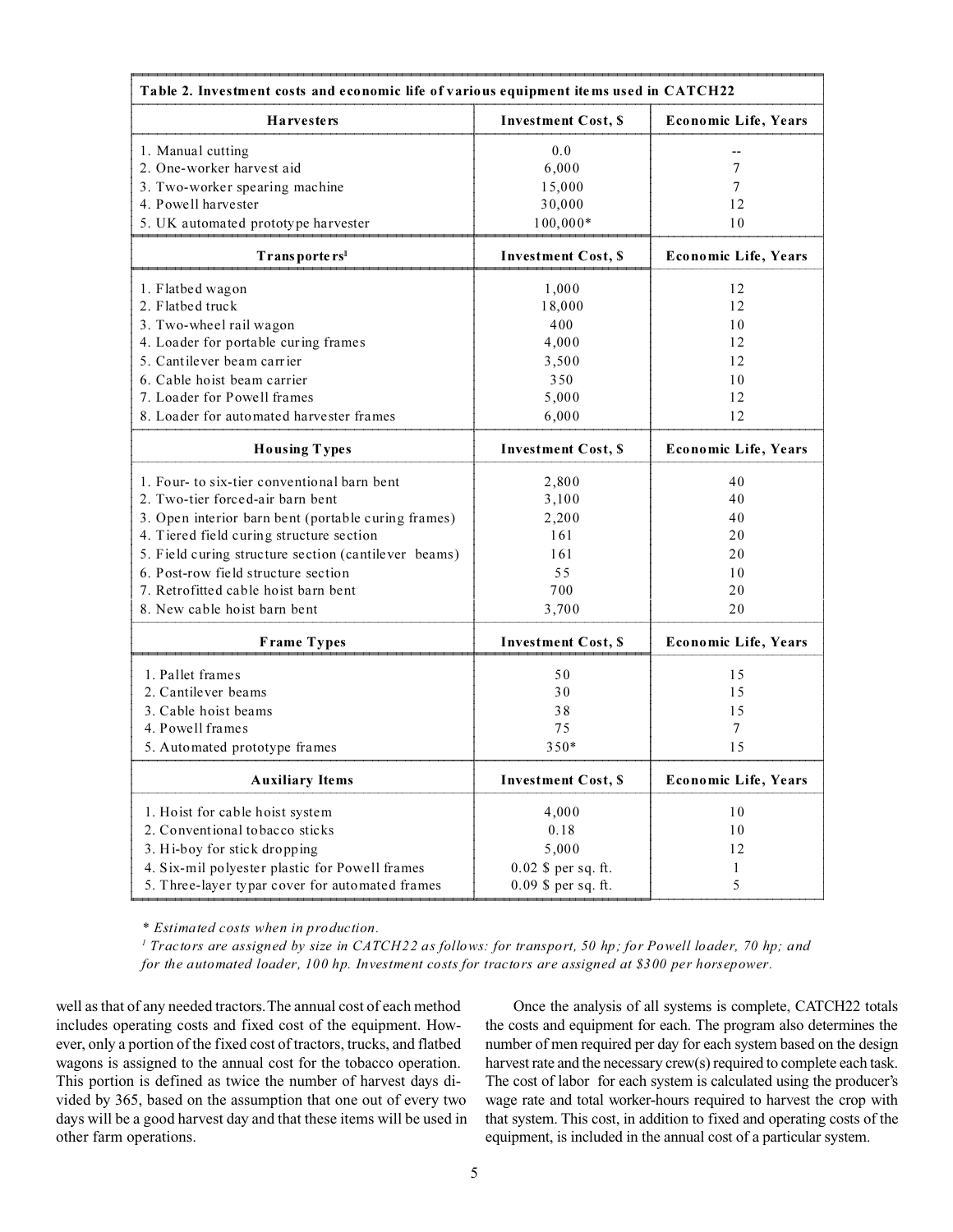| Table 2. Investment costs and economic life of various equipment items used in CATCH22 | | |
|---|---|---|
| **Harvesters** | **Investment Cost, $** | **Economic Life, Years** |
| 1. Manual cutting | 0.0 | -- |
| 2. One-worker harvest aid | 6,000 | 7 |
| 3. Two-worker spearing machine | 15,000 | 7 |
| 4. Powell harvester | 30,000 | 12 |
| 5. UK automated prototype harvester | 100,000* | 10 |
| **Transporters[1]** | **Investment Cost, $** | **Economic Life, Years** |
| 1. Flatbed wagon | 1,000 | 12 |
| 2. Flatbed truck | 18,000 | 12 |
| 3. Two-wheel rail wagon | 400 | 10 |
| 4. Loader for portable curing frames | 4,000 | 12 |
| 5. Cantilever beam carrier | 3,500 | 12 |
| 6. Cable hoist beam carrier | 350 | 10 |
| 7. Loader for Powell frames | 5,000 | 12 |
| 8. Loader for automated harvester frames | 6,000 | 12 |
| **Housing Types** | **Investment Cost, $** | **Economic Life, Years** |
| 1. Four- to six-tier conventional barn bent | 2,800 | 40 |
| 2. Two-tier forced-air barn bent | 3,100 | 40 |
| 3. Open interior barn bent (portable curing frames) | 2,200 | 40 |
| 4. Tiered field curing structure section | 161 | 20 |
| 5. Field curing structure section (cantilever beams) | 161 | 20 |
| 6. Post-row field structure section | 55 | 10 |
| 7. Retrofitted cable hoist barn bent | 700 | 20 |
| 8. New cable hoist barn bent | 3,700 | 20 |
| **Frame Types** | **Investment Cost, $** | **Economic Life, Years** |
| 1. Pallet frames | 50 | 15 |
| 2. Cantilever beams | 30 | 15 |
| 3. Cable hoist beams | 38 | 15 |
| 4. Powell frames | 75 | 7 |
| 5. Automated prototype frames | 350* | 15 |
| **Auxiliary Items** | **Investment Cost, $** | **Economic Life, Years** |
| 1. Hoist for cable hoist system | 4,000 | 10 |
| 2. Conventional tobacco sticks | 0.18 | 10 |
| 3. Hi-boy for stick dropping | 5,000 | 12 |
| 4. Six-mil polyester plastic for Powell frames | 0.02 $ per sq. ft. | 1 |
| 5. Three-layer typar cover for automated frames | 0.09 $ per sq. ft. | 5 |

*\* Estimated costs when in production.*

*[1] Tractors are assigned by size in CATCH22 as follows: for transport, 50 hp; for Powell loader, 70 hp; and for the automated loader, 100 hp. Investment costs for tractors are assigned at $300 per horsepower.*

well as that of any needed tractors. The annual cost of each method includes operating costs and fixed cost of the equipment. However, only a portion of the fixed cost of tractors, trucks, and flatbed wagons is assigned to the annual cost for the tobacco operation. This portion is defined as twice the number of harvest days divided by 365, based on the assumption that one out of every two days will be a good harvest day and that these items will be used in other farm operations.

Once the analysis of all systems is complete, CATCH22 totals the costs and equipment for each. The program also determines the number of men required per day for each system based on the design harvest rate and the necessary crew(s) required to complete each task. The cost of labor for each system is calculated using the producer's wage rate and total worker-hours required to harvest the crop with that system. This cost, in addition to fixed and operating costs of the equipment, is included in the annual cost of a particular system.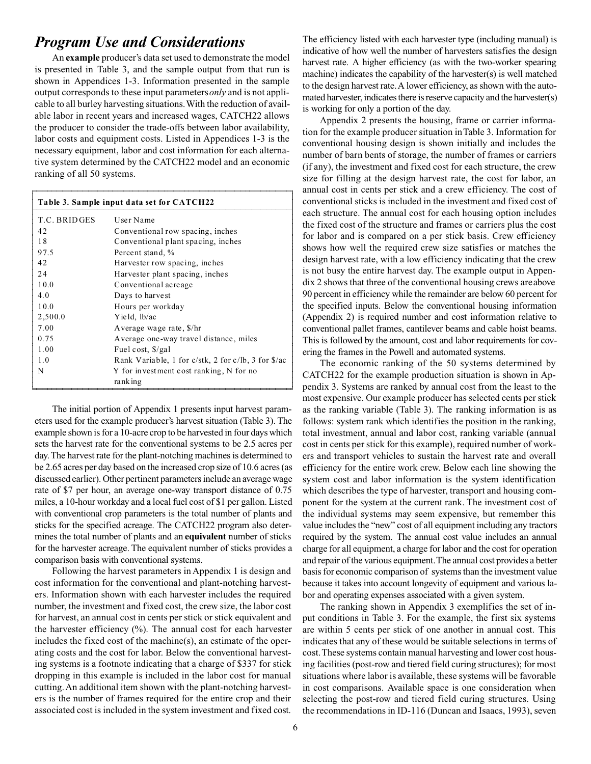## *Program Use and Considerations*

An **example** producer's data set used to demonstrate the model is presented in Table 3, and the sample output from that run is shown in Appendices 1-3. Information presented in the sample output corresponds to these input parameters *only* and is not applicable to all burley harvesting situations. With the reduction of available labor in recent years and increased wages, CATCH22 allows the producer to consider the trade-offs between labor availability, labor costs and equipment costs. Listed in Appendices 1-3 is the necessary equipment, labor and cost information for each alternative system determined by the CATCH22 model and an economic ranking of all 50 systems.

**Table 3. Sample input data set for CATCH22**

| | |
|---|---|
| T.C. BRIDGES | User Name |
| 42 | Conventional row spacing, inches |
| 18 | Conventional plant spacing, inches |
| 97.5 | Percent stand, % |
| 42 | Harvester row spacing, inches |
| 24 | Harvester plant spacing, inches |
| 10.0 | Conventional acreage |
| 4.0 | Days to harvest |
| 10.0 | Hours per workday |
| 2,500.0 | Yield, lb/ac |
| 7.00 | Average wage rate, $/hr |
| 0.75 | Average one-way travel distance, miles |
| 1.00 | Fuel cost, $/gal |
| 1.0 | Rank Variable, 1 for c/stk, 2 for c/lb, 3 for $/ac |
| N | Y for investment cost ranking, N for no ranking |

The initial portion of Appendix 1 presents input harvest parameters used for the example producer's harvest situation (Table 3). The example shown is for a 10-acre crop to be harvested in four days which sets the harvest rate for the conventional systems to be 2.5 acres per day. The harvest rate for the plant-notching machines is determined to be 2.65 acres per day based on the increased crop size of 10.6 acres (as discussed earlier). Other pertinent parameters include an average wage rate of $7 per hour, an average one-way transport distance of 0.75 miles, a 10-hour workday and a local fuel cost of $1 per gallon. Listed with conventional crop parameters is the total number of plants and sticks for the specified acreage. The CATCH22 program also determines the total number of plants and an **equivalent** number of sticks for the harvester acreage. The equivalent number of sticks provides a comparison basis with conventional systems.

Following the harvest parameters in Appendix 1 is design and cost information for the conventional and plant-notching harvesters. Information shown with each harvester includes the required number, the investment and fixed cost, the crew size, the labor cost for harvest, an annual cost in cents per stick or stick equivalent and the harvester efficiency (%). The annual cost for each harvester includes the fixed cost of the machine(s), an estimate of the operating costs and the cost for labor. Below the conventional harvesting systems is a footnote indicating that a charge of $337 for stick dropping in this example is included in the labor cost for manual cutting. An additional item shown with the plant-notching harvesters is the number of frames required for the entire crop and their associated cost is included in the system investment and fixed cost.

The efficiency listed with each harvester type (including manual) is indicative of how well the number of harvesters satisfies the design harvest rate. A higher efficiency (as with the two-worker spearing machine) indicates the capability of the harvester(s) is well matched to the design harvest rate. A lower efficiency, as shown with the automated harvester, indicates there is reserve capacity and the harvester(s) is working for only a portion of the day.

Appendix 2 presents the housing, frame or carrier information for the example producer situation in Table 3. Information for conventional housing design is shown initially and includes the number of barn bents of storage, the number of frames or carriers (if any), the investment and fixed cost for each structure, the crew size for filling at the design harvest rate, the cost for labor, an annual cost in cents per stick and a crew efficiency. The cost of conventional sticks is included in the investment and fixed cost of each structure. The annual cost for each housing option includes the fixed cost of the structure and frames or carriers plus the cost for labor and is compared on a per stick basis. Crew efficiency shows how well the required crew size satisfies or matches the design harvest rate, with a low efficiency indicating that the crew is not busy the entire harvest day. The example output in Appendix 2 shows that three of the conventional housing crews are above 90 percent in efficiency while the remainder are below 60 percent for the specified inputs. Below the conventional housing information (Appendix 2) is required number and cost information relative to conventional pallet frames, cantilever beams and cable hoist beams. This is followed by the amount, cost and labor requirements for covering the frames in the Powell and automated systems.

The economic ranking of the 50 systems determined by CATCH22 for the example production situation is shown in Appendix 3. Systems are ranked by annual cost from the least to the most expensive. Our example producer has selected cents per stick as the ranking variable (Table 3). The ranking information is as follows: system rank which identifies the position in the ranking, total investment, annual and labor cost, ranking variable (annual cost in cents per stick for this example), required number of workers and transport vehicles to sustain the harvest rate and overall efficiency for the entire work crew. Below each line showing the system cost and labor information is the system identification which describes the type of harvester, transport and housing component for the system at the current rank. The investment cost of the individual systems may seem expensive, but remember this value includes the "new" cost of all equipment including any tractors required by the system. The annual cost value includes an annual charge for all equipment, a charge for labor and the cost for operation and repair of the various equipment. The annual cost provides a better basis for economic comparison of systems than the investment value because it takes into account longevity of equipment and various labor and operating expenses associated with a given system.

The ranking shown in Appendix 3 exemplifies the set of input conditions in Table 3. For the example, the first six systems are within 5 cents per stick of one another in annual cost. This indicates that any of these would be suitable selections in terms of cost. These systems contain manual harvesting and lower cost housing facilities (post-row and tiered field curing structures); for most situations where labor is available, these systems will be favorable in cost comparisons. Available space is one consideration when selecting the post-row and tiered field curing structures. Using the recommendations in ID-116 (Duncan and Isaacs, 1993), seven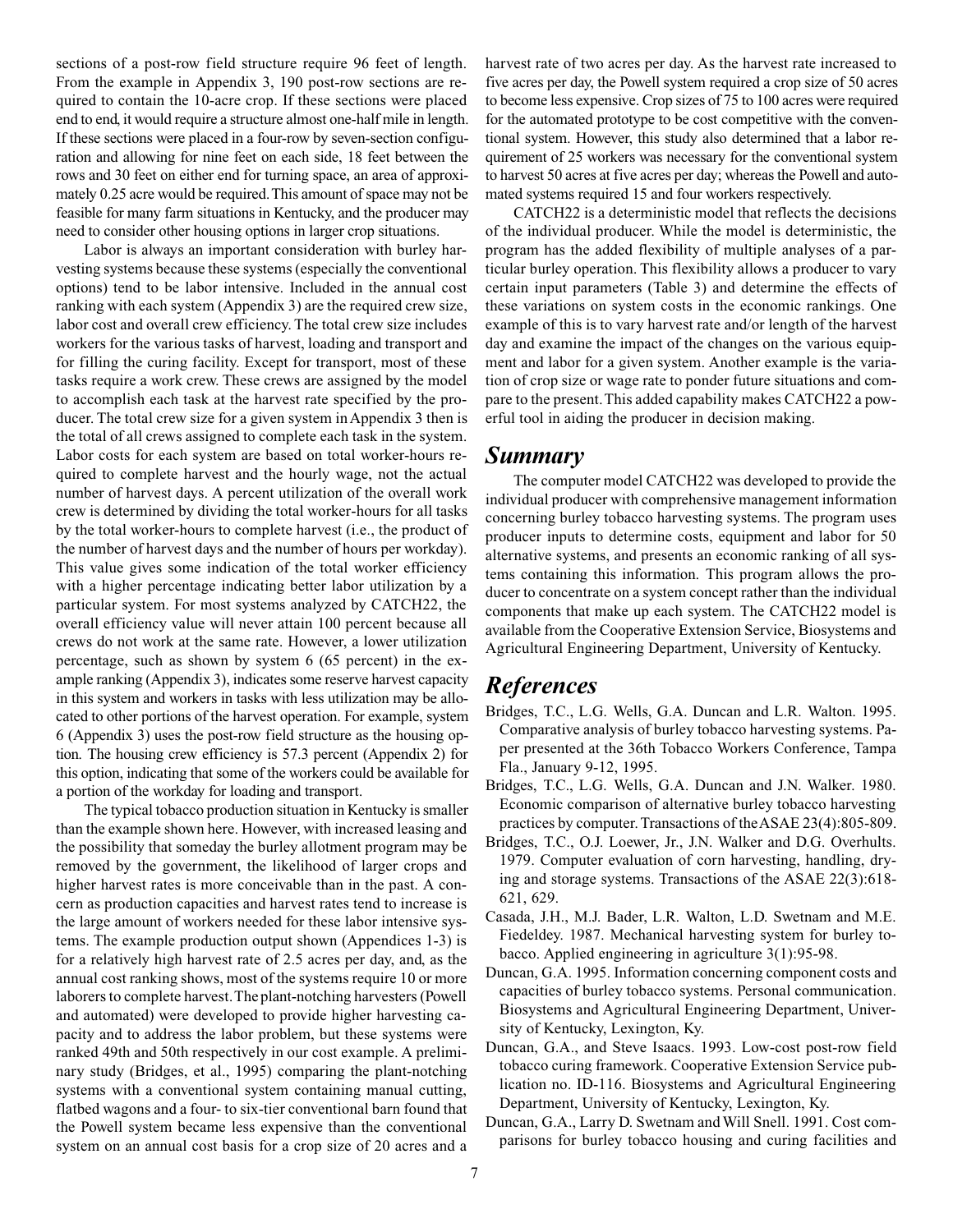sections of a post-row field structure require 96 feet of length. From the example in Appendix 3, 190 post-row sections are required to contain the 10-acre crop. If these sections were placed end to end, it would require a structure almost one-half mile in length. If these sections were placed in a four-row by seven-section configuration and allowing for nine feet on each side, 18 feet between the rows and 30 feet on either end for turning space, an area of approximately 0.25 acre would be required. This amount of space may not be feasible for many farm situations in Kentucky, and the producer may need to consider other housing options in larger crop situations.

Labor is always an important consideration with burley harvesting systems because these systems (especially the conventional options) tend to be labor intensive. Included in the annual cost ranking with each system (Appendix 3) are the required crew size, labor cost and overall crew efficiency. The total crew size includes workers for the various tasks of harvest, loading and transport and for filling the curing facility. Except for transport, most of these tasks require a work crew. These crews are assigned by the model to accomplish each task at the harvest rate specified by the producer. The total crew size for a given system in Appendix 3 then is the total of all crews assigned to complete each task in the system. Labor costs for each system are based on total worker-hours required to complete harvest and the hourly wage, not the actual number of harvest days. A percent utilization of the overall work crew is determined by dividing the total worker-hours for all tasks by the total worker-hours to complete harvest (i.e., the product of the number of harvest days and the number of hours per workday). This value gives some indication of the total worker efficiency with a higher percentage indicating better labor utilization by a particular system. For most systems analyzed by CATCH22, the overall efficiency value will never attain 100 percent because all crews do not work at the same rate. However, a lower utilization percentage, such as shown by system 6 (65 percent) in the example ranking (Appendix 3), indicates some reserve harvest capacity in this system and workers in tasks with less utilization may be allocated to other portions of the harvest operation. For example, system 6 (Appendix 3) uses the post-row field structure as the housing option. The housing crew efficiency is 57.3 percent (Appendix 2) for this option, indicating that some of the workers could be available for a portion of the workday for loading and transport.

The typical tobacco production situation in Kentucky is smaller than the example shown here. However, with increased leasing and the possibility that someday the burley allotment program may be removed by the government, the likelihood of larger crops and higher harvest rates is more conceivable than in the past. A concern as production capacities and harvest rates tend to increase is the large amount of workers needed for these labor intensive systems. The example production output shown (Appendices 1-3) is for a relatively high harvest rate of 2.5 acres per day, and, as the annual cost ranking shows, most of the systems require 10 or more laborers to complete harvest. The plant-notching harvesters (Powell and automated) were developed to provide higher harvesting capacity and to address the labor problem, but these systems were ranked 49th and 50th respectively in our cost example. A preliminary study (Bridges, et al., 1995) comparing the plant-notching systems with a conventional system containing manual cutting, flatbed wagons and a four- to six-tier conventional barn found that the Powell system became less expensive than the conventional system on an annual cost basis for a crop size of 20 acres and a harvest rate of two acres per day. As the harvest rate increased to five acres per day, the Powell system required a crop size of 50 acres to become less expensive. Crop sizes of 75 to 100 acres were required for the automated prototype to be cost competitive with the conventional system. However, this study also determined that a labor requirement of 25 workers was necessary for the conventional system to harvest 50 acres at five acres per day; whereas the Powell and automated systems required 15 and four workers respectively.

CATCH22 is a deterministic model that reflects the decisions of the individual producer. While the model is deterministic, the program has the added flexibility of multiple analyses of a particular burley operation. This flexibility allows a producer to vary certain input parameters (Table 3) and determine the effects of these variations on system costs in the economic rankings. One example of this is to vary harvest rate and/or length of the harvest day and examine the impact of the changes on the various equipment and labor for a given system. Another example is the variation of crop size or wage rate to ponder future situations and compare to the present. This added capability makes CATCH22 a powerful tool in aiding the producer in decision making.

## Summary

The computer model CATCH22 was developed to provide the individual producer with comprehensive management information concerning burley tobacco harvesting systems. The program uses producer inputs to determine costs, equipment and labor for 50 alternative systems, and presents an economic ranking of all systems containing this information. This program allows the producer to concentrate on a system concept rather than the individual components that make up each system. The CATCH22 model is available from the Cooperative Extension Service, Biosystems and Agricultural Engineering Department, University of Kentucky.

## References

Bridges, T.C., L.G. Wells, G.A. Duncan and L.R. Walton. 1995. Comparative analysis of burley tobacco harvesting systems. Paper presented at the 36th Tobacco Workers Conference, Tampa Fla., January 9-12, 1995.

Bridges, T.C., L.G. Wells, G.A. Duncan and J.N. Walker. 1980. Economic comparison of alternative burley tobacco harvesting practices by computer. Transactions of the ASAE 23(4):805-809.

Bridges, T.C., O.J. Loewer, Jr., J.N. Walker and D.G. Overhults. 1979. Computer evaluation of corn harvesting, handling, drying and storage systems. Transactions of the ASAE 22(3):618-621, 629.

Casada, J.H., M.J. Bader, L.R. Walton, L.D. Swetnam and M.E. Fiedeldey. 1987. Mechanical harvesting system for burley tobacco. Applied engineering in agriculture 3(1):95-98.

Duncan, G.A. 1995. Information concerning component costs and capacities of burley tobacco systems. Personal communication. Biosystems and Agricultural Engineering Department, University of Kentucky, Lexington, Ky.

Duncan, G.A., and Steve Isaacs. 1993. Low-cost post-row field tobacco curing framework. Cooperative Extension Service publication no. ID-116. Biosystems and Agricultural Engineering Department, University of Kentucky, Lexington, Ky.

Duncan, G.A., Larry D. Swetnam and Will Snell. 1991. Cost comparisons for burley tobacco housing and curing facilities and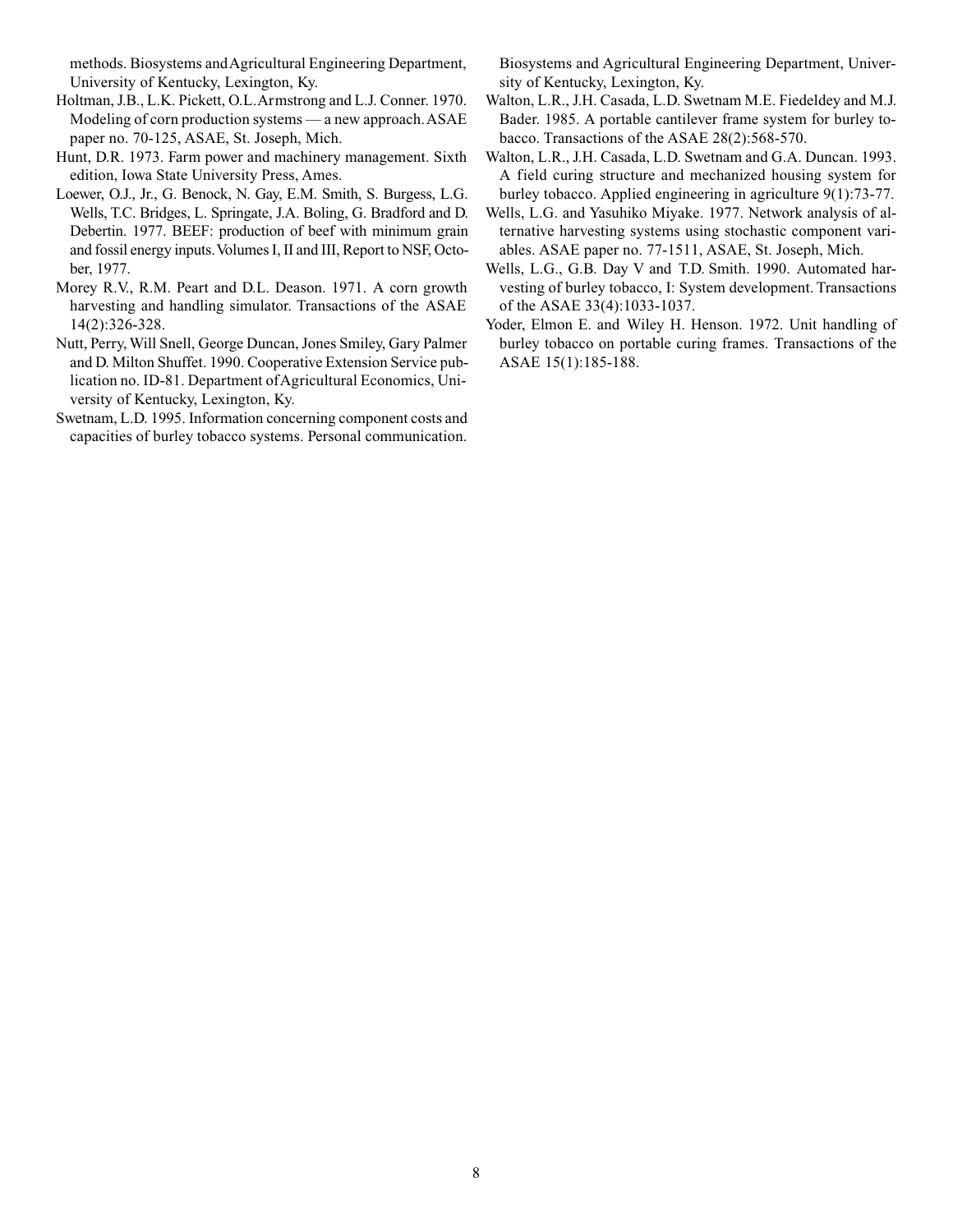methods. Biosystems and Agricultural Engineering Department, University of Kentucky, Lexington, Ky.

Holtman, J.B., L.K. Pickett, O.L. Armstrong and L.J. Conner. 1970. Modeling of corn production systems — a new approach. ASAE paper no. 70-125, ASAE, St. Joseph, Mich.

Hunt, D.R. 1973. Farm power and machinery management. Sixth edition, Iowa State University Press, Ames.

Loewer, O.J., Jr., G. Benock, N. Gay, E.M. Smith, S. Burgess, L.G. Wells, T.C. Bridges, L. Springate, J.A. Boling, G. Bradford and D. Debertin. 1977. BEEF: production of beef with minimum grain and fossil energy inputs. Volumes I, II and III, Report to NSF, October, 1977.

Morey R.V., R.M. Peart and D.L. Deason. 1971. A corn growth harvesting and handling simulator. Transactions of the ASAE 14(2):326-328.

Nutt, Perry, Will Snell, George Duncan, Jones Smiley, Gary Palmer and D. Milton Shuffet. 1990. Cooperative Extension Service publication no. ID-81. Department of Agricultural Economics, University of Kentucky, Lexington, Ky.

Swetnam, L.D. 1995. Information concerning component costs and capacities of burley tobacco systems. Personal communication. Biosystems and Agricultural Engineering Department, University of Kentucky, Lexington, Ky.

Walton, L.R., J.H. Casada, L.D. Swetnam M.E. Fiedeldey and M.J. Bader. 1985. A portable cantilever frame system for burley tobacco. Transactions of the ASAE 28(2):568-570.

Walton, L.R., J.H. Casada, L.D. Swetnam and G.A. Duncan. 1993. A field curing structure and mechanized housing system for burley tobacco. Applied engineering in agriculture 9(1):73-77.

Wells, L.G. and Yasuhiko Miyake. 1977. Network analysis of alternative harvesting systems using stochastic component variables. ASAE paper no. 77-1511, ASAE, St. Joseph, Mich.

Wells, L.G., G.B. Day V and T.D. Smith. 1990. Automated harvesting of burley tobacco, I: System development. Transactions of the ASAE 33(4):1033-1037.

Yoder, Elmon E. and Wiley H. Henson. 1972. Unit handling of burley tobacco on portable curing frames. Transactions of the ASAE 15(1):185-188.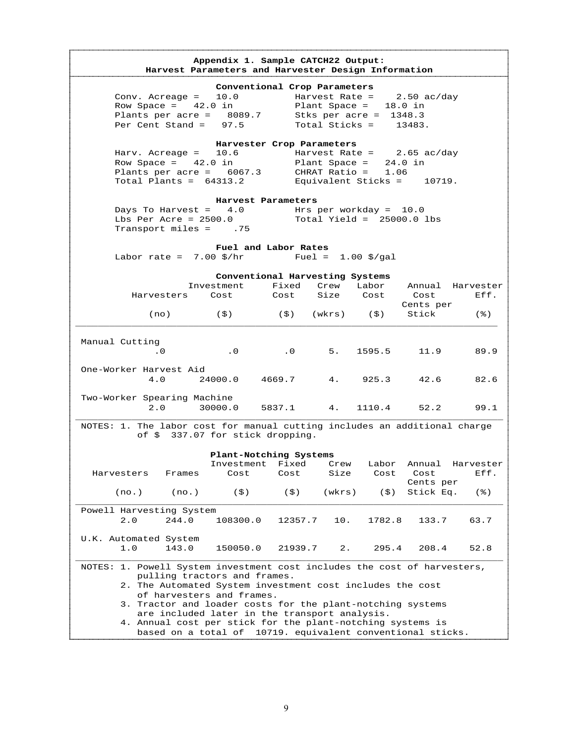# Appendix 1. Sample CATCH22 Output: Harvest Parameters and Harvester Design Information

### Conventional Crop Parameters

Conv. Acreage = 10.0  Harvest Rate = 2.50 ac/day
Row Space = 42.0 in  Plant Space = 18.0 in
Plants per acre = 8089.7  Stks per acre = 1348.3
Per Cent Stand = 97.5  Total Sticks = 13483.

### Harvester Crop Parameters

Harv. Acreage = 10.6  Harvest Rate = 2.65 ac/day
Row Space = 42.0 in  Plant Space = 24.0 in
Plants per acre = 6067.3  CHRAT Ratio = 1.06
Total Plants = 64313.2  Equivalent Sticks = 10719.

### Harvest Parameters

Days To Harvest = 4.0  Hrs per workday = 10.0
Lbs Per Acre = 2500.0  Total Yield = 25000.0 lbs
Transport miles = .75

### Fuel and Labor Rates

Labor rate = 7.00 $/hr  Fuel = 1.00 $/gal

### Conventional Harvesting Systems

| | Harvesters (no) | Investment Cost ($) | Fixed Cost ($) | Crew Size (wkrs) | Labor Cost ($) | Annual Cost Cents per Stick | Harvester Eff. (%) |
|---|---|---|---|---|---|---|---|
| Manual Cutting | .0 | .0 | .0 | 5. | 1595.5 | 11.9 | 89.9 |
| One-Worker Harvest Aid | 4.0 | 24000.0 | 4669.7 | 4. | 925.3 | 42.6 | 82.6 |
| Two-Worker Spearing Machine | 2.0 | 30000.0 | 5837.1 | 4. | 1110.4 | 52.2 | 99.1 |

NOTES: 1. The labor cost for manual cutting includes an additional charge of $ 337.07 for stick dropping.

### Plant-Notching Systems

| | Harvesters (no.) | Frames (no.) | Investment Cost ($) | Fixed Cost ($) | Crew Size (wkrs) | Labor Cost ($) | Annual Cost Cents per Stick Eq. | Harvester Eff. (%) |
|---|---|---|---|---|---|---|---|---|
| Powell Harvesting System | 2.0 | 244.0 | 108300.0 | 12357.7 | 10. | 1782.8 | 133.7 | 63.7 |
| U.K. Automated System | 1.0 | 143.0 | 150050.0 | 21939.7 | 2. | 295.4 | 208.4 | 52.8 |

NOTES: 1. Powell System investment cost includes the cost of harvesters, pulling tractors and frames.
2. The Automated System investment cost includes the cost of harvesters and frames.
3. Tractor and loader costs for the plant-notching systems are included later in the transport analysis.
4. Annual cost per stick for the plant-notching systems is based on a total of 10719. equivalent conventional sticks.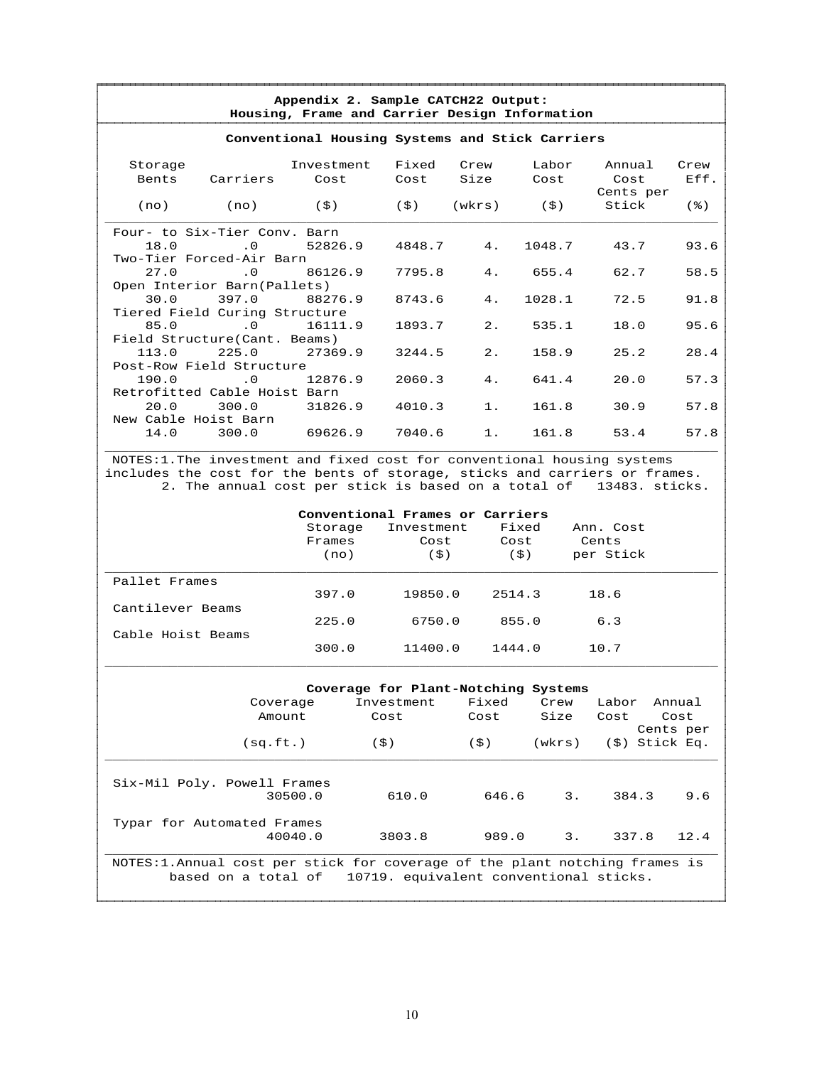## Appendix 2. Sample CATCH22 Output: Housing, Frame and Carrier Design Information

### Conventional Housing Systems and Stick Carriers

| Storage Bents (no) | Carriers (no) | Investment Cost ($) | Fixed Cost ($) | Crew Size (wkrs) | Labor Cost ($) | Annual Cost Cents per Stick | Crew Eff. (%) |
|---|---|---|---|---|---|---|---|
| Four- to Six-Tier Conv. Barn | | | | | | | |
| 18.0 | .0 | 52826.9 | 4848.7 | 4. | 1048.7 | 43.7 | 93.6 |
| Two-Tier Forced-Air Barn | | | | | | | |
| 27.0 | .0 | 86126.9 | 7795.8 | 4. | 655.4 | 62.7 | 58.5 |
| Open Interior Barn(Pallets) | | | | | | | |
| 30.0 | 397.0 | 88276.9 | 8743.6 | 4. | 1028.1 | 72.5 | 91.8 |
| Tiered Field Curing Structure | | | | | | | |
| 85.0 | .0 | 16111.9 | 1893.7 | 2. | 535.1 | 18.0 | 95.6 |
| Field Structure(Cant. Beams) | | | | | | | |
| 113.0 | 225.0 | 27369.9 | 3244.5 | 2. | 158.9 | 25.2 | 28.4 |
| Post-Row Field Structure | | | | | | | |
| 190.0 | .0 | 12876.9 | 2060.3 | 4. | 641.4 | 20.0 | 57.3 |
| Retrofitted Cable Hoist Barn | | | | | | | |
| 20.0 | 300.0 | 31826.9 | 4010.3 | 1. | 161.8 | 30.9 | 57.8 |
| New Cable Hoist Barn | | | | | | | |
| 14.0 | 300.0 | 69626.9 | 7040.6 | 1. | 161.8 | 53.4 | 57.8 |

NOTES:1.The investment and fixed cost for conventional housing systems includes the cost for the bents of storage, sticks and carriers or frames.
2. The annual cost per stick is based on a total of 13483. sticks.

### Conventional Frames or Carriers

| | Storage Frames (no) | Investment Cost ($) | Fixed Cost ($) | Ann. Cost Cents per Stick |
|---|---|---|---|---|
| Pallet Frames | 397.0 | 19850.0 | 2514.3 | 18.6 |
| Cantilever Beams | 225.0 | 6750.0 | 855.0 | 6.3 |
| Cable Hoist Beams | 300.0 | 11400.0 | 1444.0 | 10.7 |

### Coverage for Plant-Notching Systems

| | Coverage Amount (sq.ft.) | Investment Cost ($) | Fixed Cost ($) | Crew Size (wkrs) | Labor Cost ($) | Annual Cost Cents per Stick Eq. |
|---|---|---|---|---|---|---|
| Six-Mil Poly. Powell Frames | 30500.0 | 610.0 | 646.6 | 3. | 384.3 | 9.6 |
| Typar for Automated Frames | 40040.0 | 3803.8 | 989.0 | 3. | 337.8 | 12.4 |

NOTES:1.Annual cost per stick for coverage of the plant notching frames is based on a total of 10719. equivalent conventional sticks.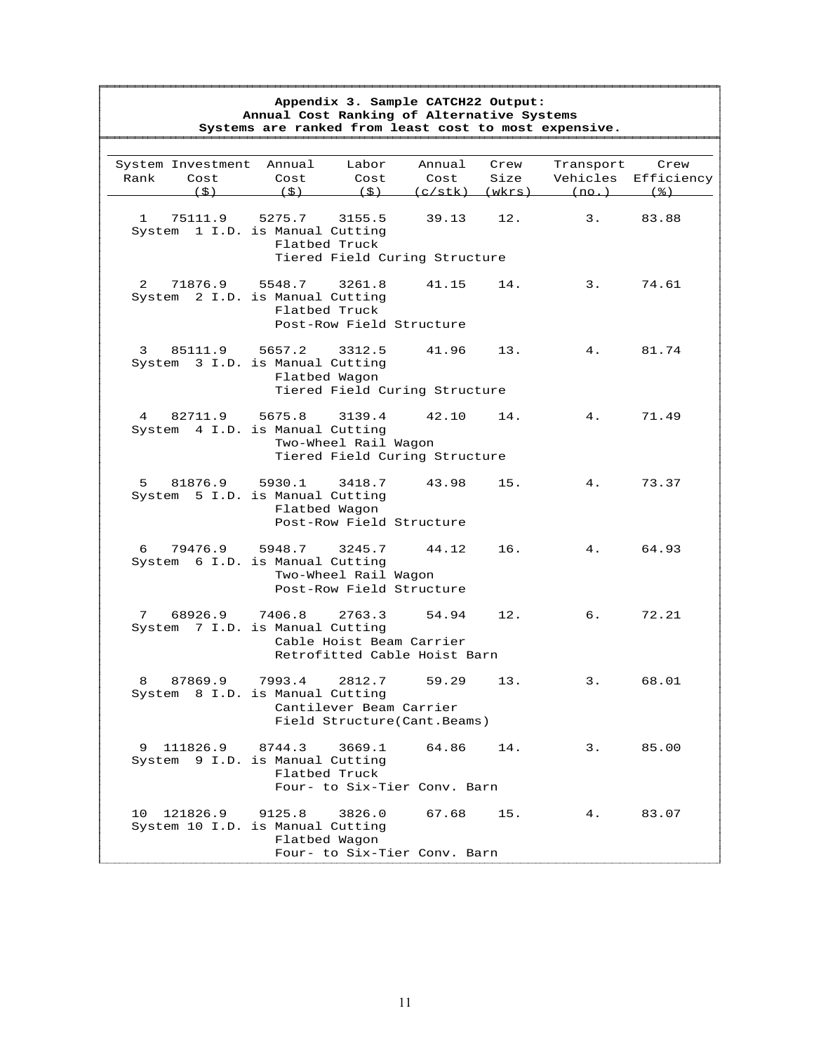## Appendix 3. Sample CATCH22 Output: Annual Cost Ranking of Alternative Systems

**Systems are ranked from least cost to most expensive.**

| System Rank | Investment Cost ($) | Annual Cost ($) | Labor Cost ($) | Annual Cost (c/stk) | Crew Size (wkrs) | Transport Vehicles (no.) | Crew Efficiency (%) |
|---|---|---|---|---|---|---|---|
| 1 | 75111.9 | 5275.7 | 3155.5 | 39.13 | 12. | 3. | 83.88 |
| System 1 I.D. is Manual Cutting / Flatbed Truck / Tiered Field Curing Structure | | | | | | | |
| 2 | 71876.9 | 5548.7 | 3261.8 | 41.15 | 14. | 3. | 74.61 |
| System 2 I.D. is Manual Cutting / Flatbed Truck / Post-Row Field Structure | | | | | | | |
| 3 | 85111.9 | 5657.2 | 3312.5 | 41.96 | 13. | 4. | 81.74 |
| System 3 I.D. is Manual Cutting / Flatbed Wagon / Tiered Field Curing Structure | | | | | | | |
| 4 | 82711.9 | 5675.8 | 3139.4 | 42.10 | 14. | 4. | 71.49 |
| System 4 I.D. is Manual Cutting / Two-Wheel Rail Wagon / Tiered Field Curing Structure | | | | | | | |
| 5 | 81876.9 | 5930.1 | 3418.7 | 43.98 | 15. | 4. | 73.37 |
| System 5 I.D. is Manual Cutting / Flatbed Wagon / Post-Row Field Structure | | | | | | | |
| 6 | 79476.9 | 5948.7 | 3245.7 | 44.12 | 16. | 4. | 64.93 |
| System 6 I.D. is Manual Cutting / Two-Wheel Rail Wagon / Post-Row Field Structure | | | | | | | |
| 7 | 68926.9 | 7406.8 | 2763.3 | 54.94 | 12. | 6. | 72.21 |
| System 7 I.D. is Manual Cutting / Cable Hoist Beam Carrier / Retrofitted Cable Hoist Barn | | | | | | | |
| 8 | 87869.9 | 7993.4 | 2812.7 | 59.29 | 13. | 3. | 68.01 |
| System 8 I.D. is Manual Cutting / Cantilever Beam Carrier / Field Structure(Cant.Beams) | | | | | | | |
| 9 | 111826.9 | 8744.3 | 3669.1 | 64.86 | 14. | 3. | 85.00 |
| System 9 I.D. is Manual Cutting / Flatbed Truck / Four- to Six-Tier Conv. Barn | | | | | | | |
| 10 | 121826.9 | 9125.8 | 3826.0 | 67.68 | 15. | 4. | 83.07 |
| System 10 I.D. is Manual Cutting / Flatbed Wagon / Four- to Six-Tier Conv. Barn | | | | | | | |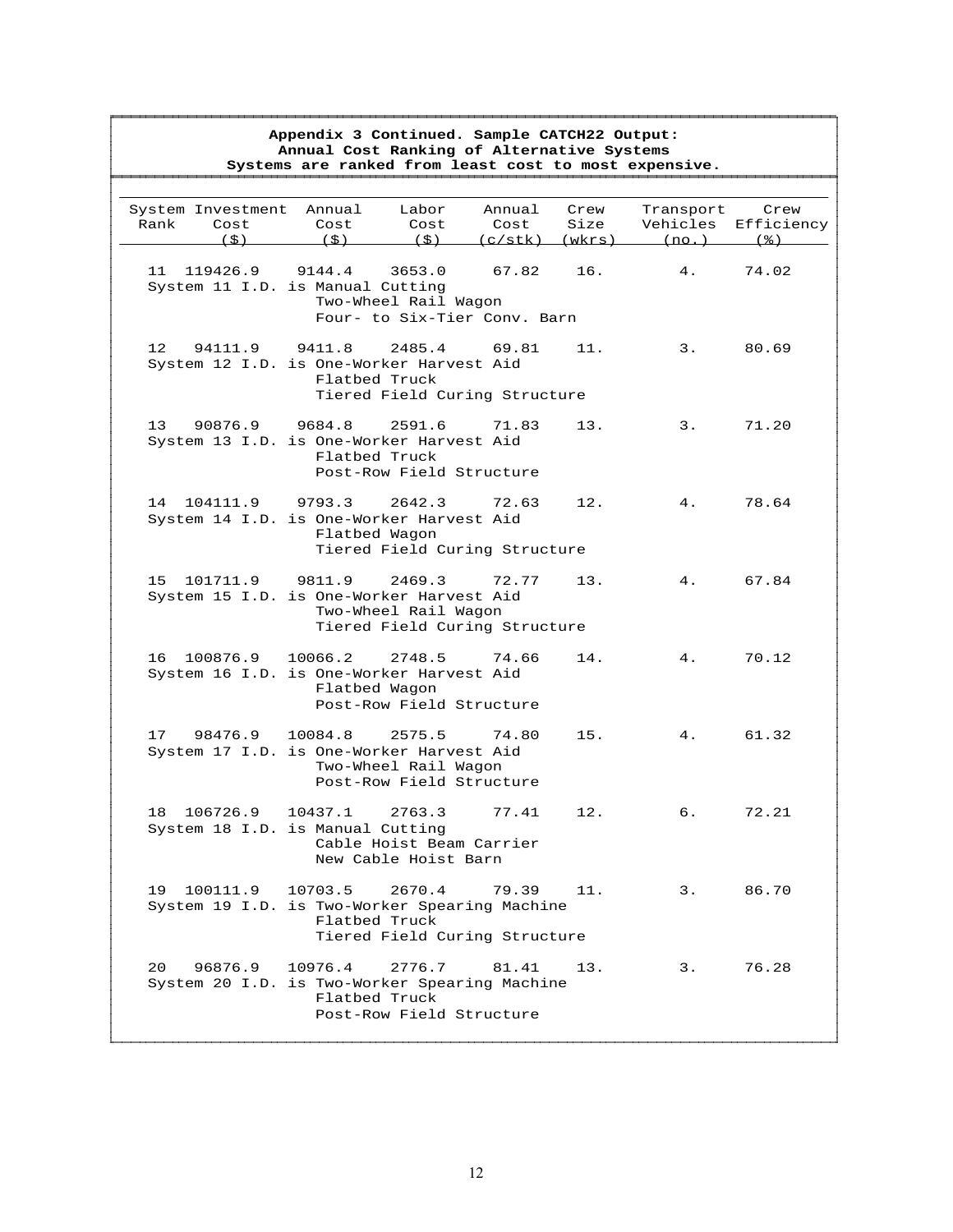**Appendix 3 Continued. Sample CATCH22 Output:**
**Annual Cost Ranking of Alternative Systems**
**Systems are ranked from least cost to most expensive.**

| System Rank | Investment Cost ($) | Annual Cost ($) | Labor Cost ($) | Annual Cost (c/stk) | Crew Size (wkrs) | Transport Vehicles (no.) | Crew Efficiency (%) |
|---|---|---|---|---|---|---|---|
| 11 | 119426.9 | 9144.4 | 3653.0 | 67.82 | 16. | 4. | 74.02 |
| System 11 I.D. is Manual Cutting<br>Two-Wheel Rail Wagon<br>Four- to Six-Tier Conv. Barn | | | | | | | |
| 12 | 94111.9 | 9411.8 | 2485.4 | 69.81 | 11. | 3. | 80.69 |
| System 12 I.D. is One-Worker Harvest Aid<br>Flatbed Truck<br>Tiered Field Curing Structure | | | | | | | |
| 13 | 90876.9 | 9684.8 | 2591.6 | 71.83 | 13. | 3. | 71.20 |
| System 13 I.D. is One-Worker Harvest Aid<br>Flatbed Truck<br>Post-Row Field Structure | | | | | | | |
| 14 | 104111.9 | 9793.3 | 2642.3 | 72.63 | 12. | 4. | 78.64 |
| System 14 I.D. is One-Worker Harvest Aid<br>Flatbed Wagon<br>Tiered Field Curing Structure | | | | | | | |
| 15 | 101711.9 | 9811.9 | 2469.3 | 72.77 | 13. | 4. | 67.84 |
| System 15 I.D. is One-Worker Harvest Aid<br>Two-Wheel Rail Wagon<br>Tiered Field Curing Structure | | | | | | | |
| 16 | 100876.9 | 10066.2 | 2748.5 | 74.66 | 14. | 4. | 70.12 |
| System 16 I.D. is One-Worker Harvest Aid<br>Flatbed Wagon<br>Post-Row Field Structure | | | | | | | |
| 17 | 98476.9 | 10084.8 | 2575.5 | 74.80 | 15. | 4. | 61.32 |
| System 17 I.D. is One-Worker Harvest Aid<br>Two-Wheel Rail Wagon<br>Post-Row Field Structure | | | | | | | |
| 18 | 106726.9 | 10437.1 | 2763.3 | 77.41 | 12. | 6. | 72.21 |
| System 18 I.D. is Manual Cutting<br>Cable Hoist Beam Carrier<br>New Cable Hoist Barn | | | | | | | |
| 19 | 100111.9 | 10703.5 | 2670.4 | 79.39 | 11. | 3. | 86.70 |
| System 19 I.D. is Two-Worker Spearing Machine<br>Flatbed Truck<br>Tiered Field Curing Structure | | | | | | | |
| 20 | 96876.9 | 10976.4 | 2776.7 | 81.41 | 13. | 3. | 76.28 |
| System 20 I.D. is Two-Worker Spearing Machine<br>Flatbed Truck<br>Post-Row Field Structure | | | | | | | |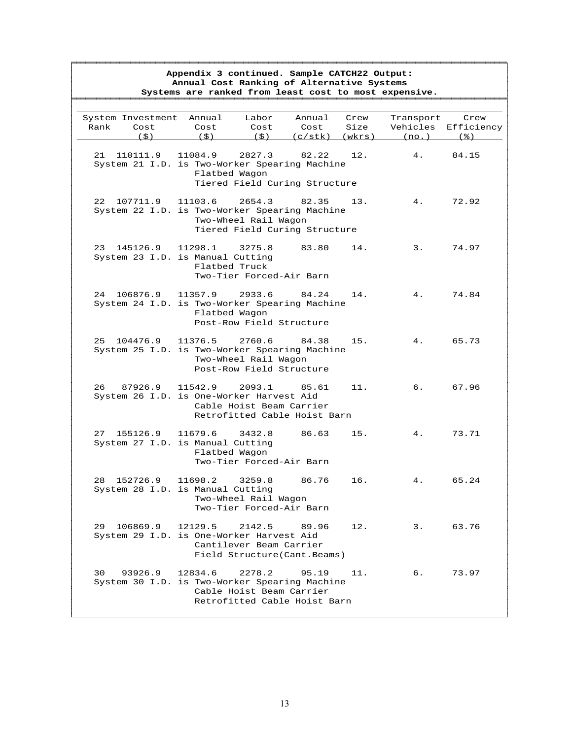**Appendix 3 continued. Sample CATCH22 Output:**
**Annual Cost Ranking of Alternative Systems**
**Systems are ranked from least cost to most expensive.**

| System Rank | Investment Cost ($) | Annual Cost ($) | Labor Cost ($) | Annual Cost (c/stk) | Crew Size (wkrs) | Transport Vehicles (no.) | Crew Efficiency (%) |
|---|---|---|---|---|---|---|---|
| 21 | 110111.9 | 11084.9 | 2827.3 | 82.22 | 12. | 4. | 84.15 |
| System 21 I.D. is Two-Worker Spearing Machine, Flatbed Wagon, Tiered Field Curing Structure | | | | | | | |
| 22 | 107711.9 | 11103.6 | 2654.3 | 82.35 | 13. | 4. | 72.92 |
| System 22 I.D. is Two-Worker Spearing Machine, Two-Wheel Rail Wagon, Tiered Field Curing Structure | | | | | | | |
| 23 | 145126.9 | 11298.1 | 3275.8 | 83.80 | 14. | 3. | 74.97 |
| System 23 I.D. is Manual Cutting, Flatbed Truck, Two-Tier Forced-Air Barn | | | | | | | |
| 24 | 106876.9 | 11357.9 | 2933.6 | 84.24 | 14. | 4. | 74.84 |
| System 24 I.D. is Two-Worker Spearing Machine, Flatbed Wagon, Post-Row Field Structure | | | | | | | |
| 25 | 104476.9 | 11376.5 | 2760.6 | 84.38 | 15. | 4. | 65.73 |
| System 25 I.D. is Two-Worker Spearing Machine, Two-Wheel Rail Wagon, Post-Row Field Structure | | | | | | | |
| 26 | 87926.9 | 11542.9 | 2093.1 | 85.61 | 11. | 6. | 67.96 |
| System 26 I.D. is One-Worker Harvest Aid, Cable Hoist Beam Carrier, Retrofitted Cable Hoist Barn | | | | | | | |
| 27 | 155126.9 | 11679.6 | 3432.8 | 86.63 | 15. | 4. | 73.71 |
| System 27 I.D. is Manual Cutting, Flatbed Wagon, Two-Tier Forced-Air Barn | | | | | | | |
| 28 | 152726.9 | 11698.2 | 3259.8 | 86.76 | 16. | 4. | 65.24 |
| System 28 I.D. is Manual Cutting, Two-Wheel Rail Wagon, Two-Tier Forced-Air Barn | | | | | | | |
| 29 | 106869.9 | 12129.5 | 2142.5 | 89.96 | 12. | 3. | 63.76 |
| System 29 I.D. is One-Worker Harvest Aid, Cantilever Beam Carrier, Field Structure(Cant.Beams) | | | | | | | |
| 30 | 93926.9 | 12834.6 | 2278.2 | 95.19 | 11. | 6. | 73.97 |
| System 30 I.D. is Two-Worker Spearing Machine, Cable Hoist Beam Carrier, Retrofitted Cable Hoist Barn | | | | | | | |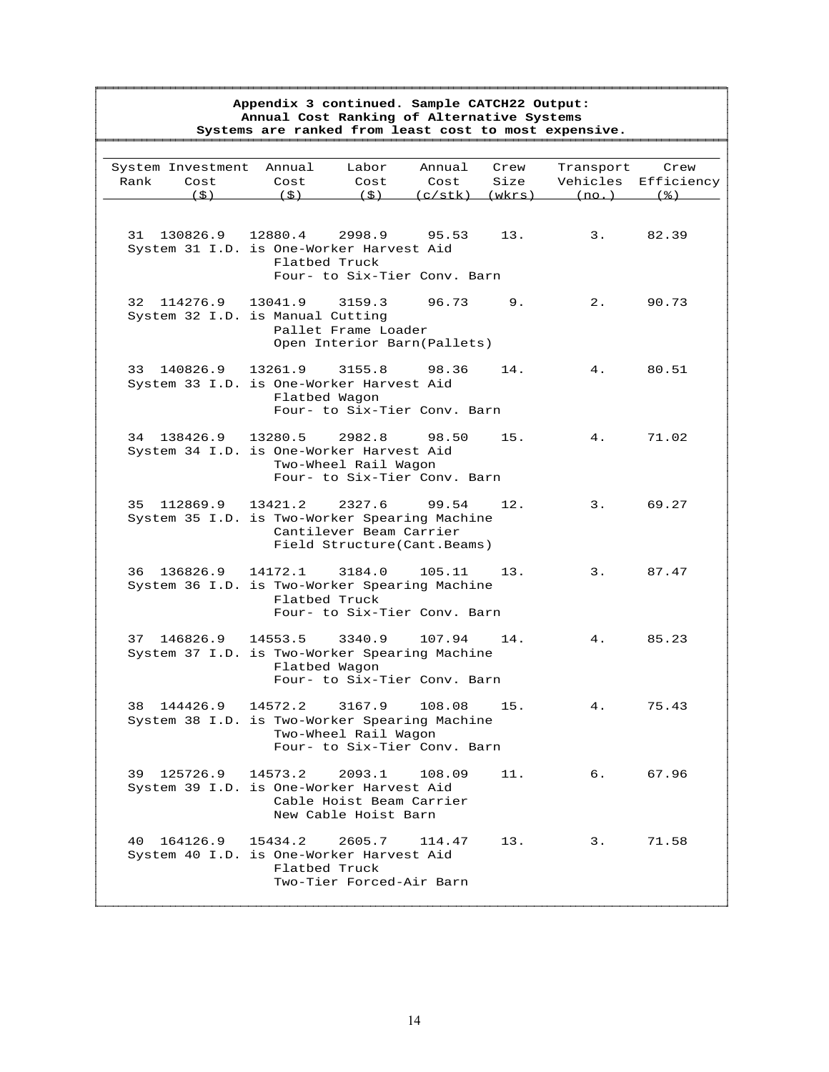**Appendix 3 continued. Sample CATCH22 Output:**
**Annual Cost Ranking of Alternative Systems**
**Systems are ranked from least cost to most expensive.**

| System Rank | Investment Cost ($) | Annual Cost ($) | Labor Cost ($) | Annual Cost (c/stk) | Crew Size (wkrs) | Transport Vehicles (no.) | Crew Efficiency (%) |
|---|---|---|---|---|---|---|---|
| 31 | 130826.9 | 12880.4 | 2998.9 | 95.53 | 13. | 3. | 82.39 |
| System 31 I.D. is One-Worker Harvest Aid / Flatbed Truck / Four- to Six-Tier Conv. Barn | | | | | | | |
| 32 | 114276.9 | 13041.9 | 3159.3 | 96.73 | 9. | 2. | 90.73 |
| System 32 I.D. is Manual Cutting / Pallet Frame Loader / Open Interior Barn(Pallets) | | | | | | | |
| 33 | 140826.9 | 13261.9 | 3155.8 | 98.36 | 14. | 4. | 80.51 |
| System 33 I.D. is One-Worker Harvest Aid / Flatbed Wagon / Four- to Six-Tier Conv. Barn | | | | | | | |
| 34 | 138426.9 | 13280.5 | 2982.8 | 98.50 | 15. | 4. | 71.02 |
| System 34 I.D. is One-Worker Harvest Aid / Two-Wheel Rail Wagon / Four- to Six-Tier Conv. Barn | | | | | | | |
| 35 | 112869.9 | 13421.2 | 2327.6 | 99.54 | 12. | 3. | 69.27 |
| System 35 I.D. is Two-Worker Spearing Machine / Cantilever Beam Carrier / Field Structure(Cant.Beams) | | | | | | | |
| 36 | 136826.9 | 14172.1 | 3184.0 | 105.11 | 13. | 3. | 87.47 |
| System 36 I.D. is Two-Worker Spearing Machine / Flatbed Truck / Four- to Six-Tier Conv. Barn | | | | | | | |
| 37 | 146826.9 | 14553.5 | 3340.9 | 107.94 | 14. | 4. | 85.23 |
| System 37 I.D. is Two-Worker Spearing Machine / Flatbed Wagon / Four- to Six-Tier Conv. Barn | | | | | | | |
| 38 | 144426.9 | 14572.2 | 3167.9 | 108.08 | 15. | 4. | 75.43 |
| System 38 I.D. is Two-Worker Spearing Machine / Two-Wheel Rail Wagon / Four- to Six-Tier Conv. Barn | | | | | | | |
| 39 | 125726.9 | 14573.2 | 2093.1 | 108.09 | 11. | 6. | 67.96 |
| System 39 I.D. is One-Worker Harvest Aid / Cable Hoist Beam Carrier / New Cable Hoist Barn | | | | | | | |
| 40 | 164126.9 | 15434.2 | 2605.7 | 114.47 | 13. | 3. | 71.58 |
| System 40 I.D. is One-Worker Harvest Aid / Flatbed Truck / Two-Tier Forced-Air Barn | | | | | | | |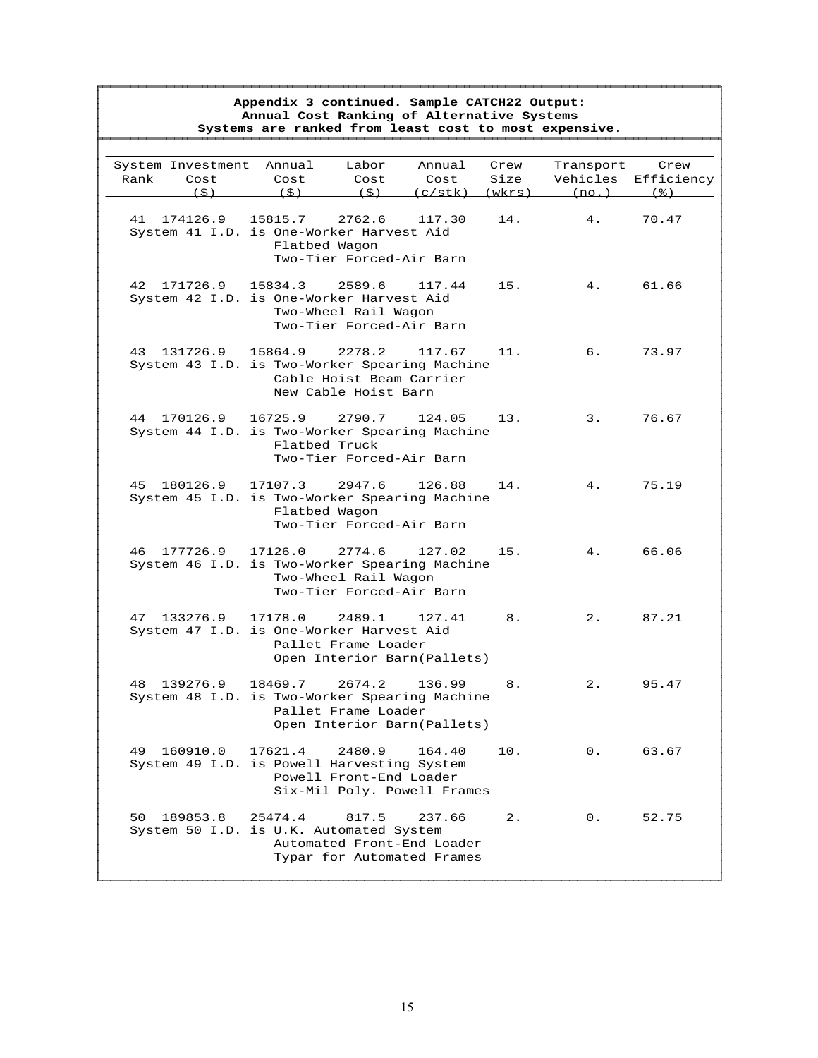**Appendix 3 continued. Sample CATCH22 Output:**
**Annual Cost Ranking of Alternative Systems**
**Systems are ranked from least cost to most expensive.**

| System Rank | Investment Cost ($) | Annual Cost ($) | Labor Cost ($) | Annual Cost (c/stk) | Crew Size (wkrs) | Transport Vehicles (no.) | Crew Efficiency (%) |
|---|---|---|---|---|---|---|---|
| 41 | 174126.9 | 15815.7 | 2762.6 | 117.30 | 14. | 4. | 70.47 |
| System 41 I.D. is One-Worker Harvest Aid<br>Flatbed Wagon<br>Two-Tier Forced-Air Barn | | | | | | | |
| 42 | 171726.9 | 15834.3 | 2589.6 | 117.44 | 15. | 4. | 61.66 |
| System 42 I.D. is One-Worker Harvest Aid<br>Two-Wheel Rail Wagon<br>Two-Tier Forced-Air Barn | | | | | | | |
| 43 | 131726.9 | 15864.9 | 2278.2 | 117.67 | 11. | 6. | 73.97 |
| System 43 I.D. is Two-Worker Spearing Machine<br>Cable Hoist Beam Carrier<br>New Cable Hoist Barn | | | | | | | |
| 44 | 170126.9 | 16725.9 | 2790.7 | 124.05 | 13. | 3. | 76.67 |
| System 44 I.D. is Two-Worker Spearing Machine<br>Flatbed Truck<br>Two-Tier Forced-Air Barn | | | | | | | |
| 45 | 180126.9 | 17107.3 | 2947.6 | 126.88 | 14. | 4. | 75.19 |
| System 45 I.D. is Two-Worker Spearing Machine<br>Flatbed Wagon<br>Two-Tier Forced-Air Barn | | | | | | | |
| 46 | 177726.9 | 17126.0 | 2774.6 | 127.02 | 15. | 4. | 66.06 |
| System 46 I.D. is Two-Worker Spearing Machine<br>Two-Wheel Rail Wagon<br>Two-Tier Forced-Air Barn | | | | | | | |
| 47 | 133276.9 | 17178.0 | 2489.1 | 127.41 | 8. | 2. | 87.21 |
| System 47 I.D. is One-Worker Harvest Aid<br>Pallet Frame Loader<br>Open Interior Barn(Pallets) | | | | | | | |
| 48 | 139276.9 | 18469.7 | 2674.2 | 136.99 | 8. | 2. | 95.47 |
| System 48 I.D. is Two-Worker Spearing Machine<br>Pallet Frame Loader<br>Open Interior Barn(Pallets) | | | | | | | |
| 49 | 160910.0 | 17621.4 | 2480.9 | 164.40 | 10. | 0. | 63.67 |
| System 49 I.D. is Powell Harvesting System<br>Powell Front-End Loader<br>Six-Mil Poly. Powell Frames | | | | | | | |
| 50 | 189853.8 | 25474.4 | 817.5 | 237.66 | 2. | 0. | 52.75 |
| System 50 I.D. is U.K. Automated System<br>Automated Front-End Loader<br>Typar for Automated Frames | | | | | | | |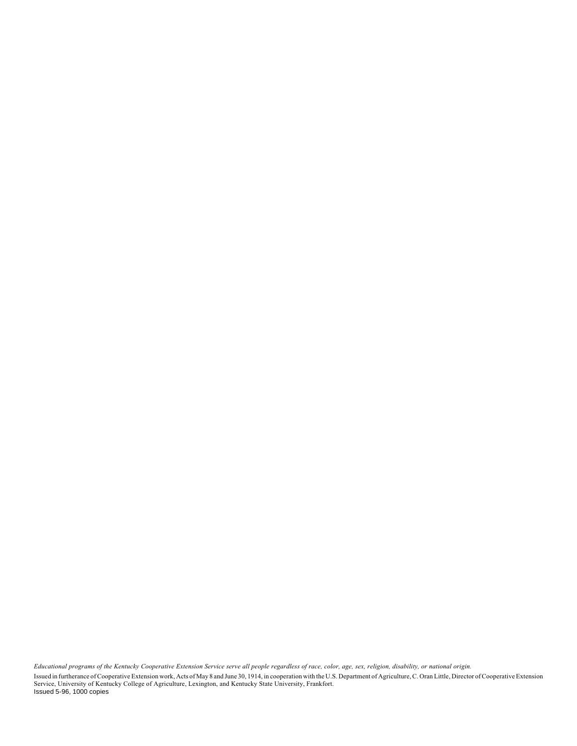*Educational programs of the Kentucky Cooperative Extension Service serve all people regardless of race, color, age, sex, religion, disability, or national origin.*

Issued in furtherance of Cooperative Extension work, Acts of May 8 and June 30, 1914, in cooperation with the U.S. Department of Agriculture, C. Oran Little, Director of Cooperative Extension Service, University of Kentucky College of Agriculture, Lexington, and Kentucky State University, Frankfort.

Issued 5-96, 1000 copies